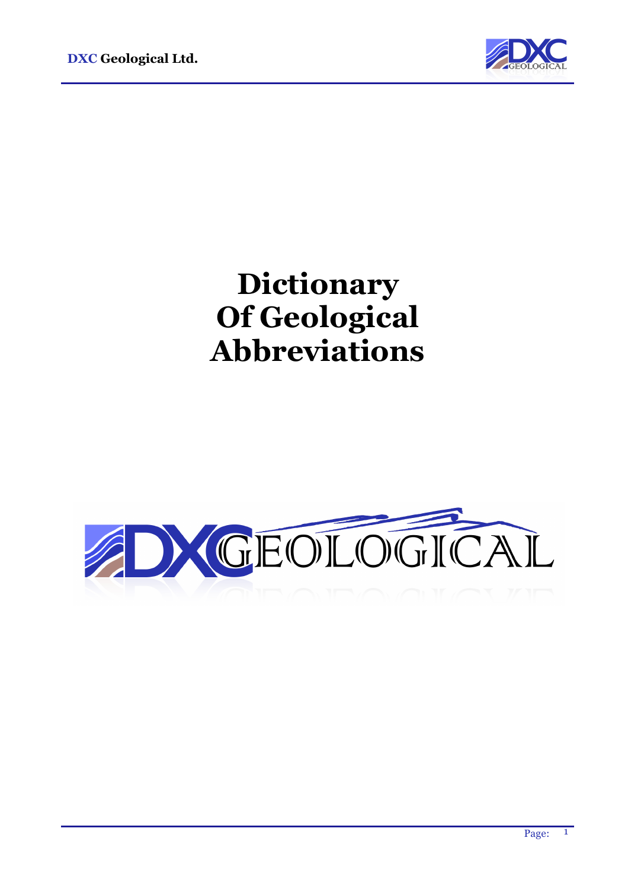# Dictionary Of Geological Abbreviations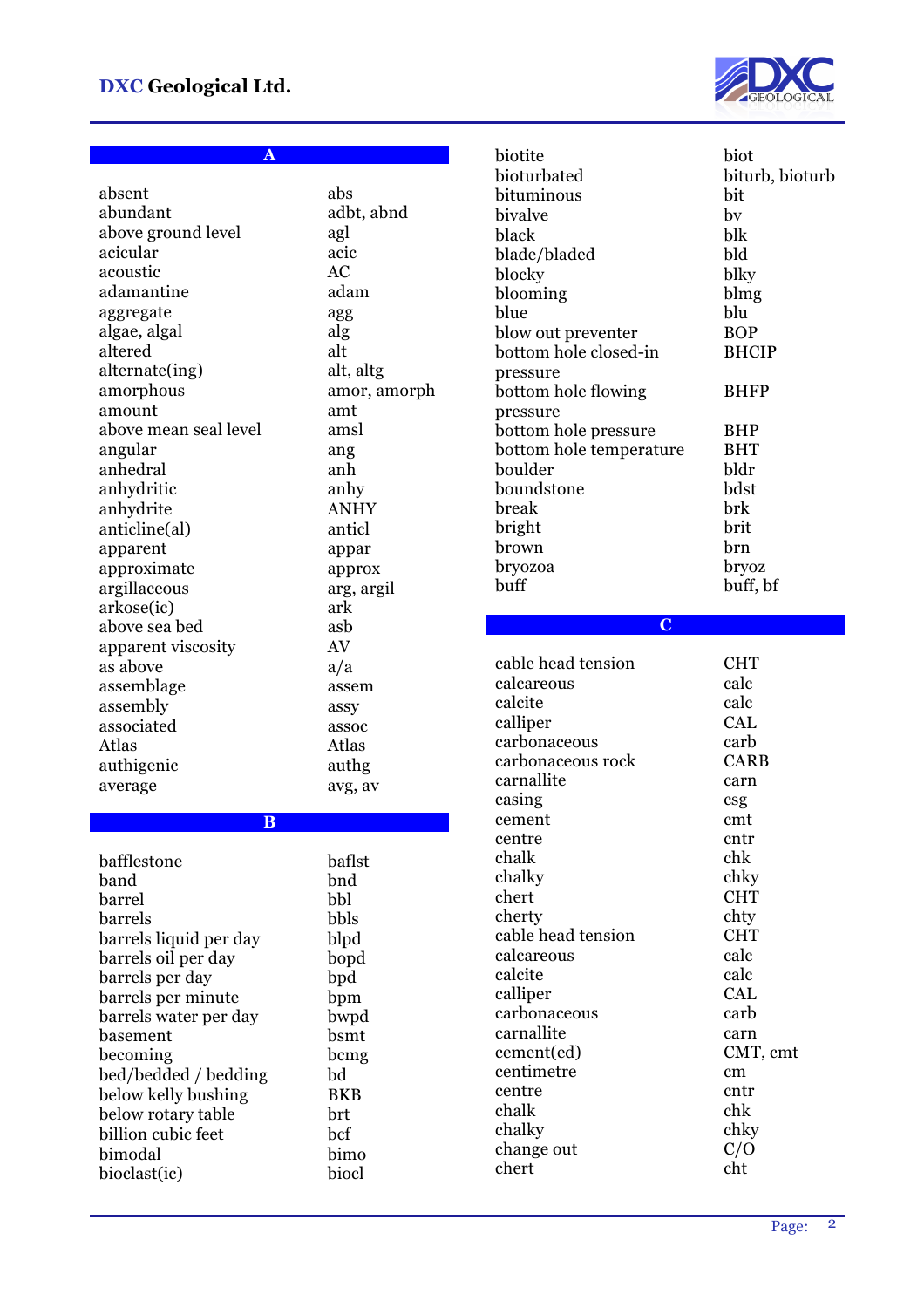## A

| Term | Abbreviation |
|---|---|
| absent | abs |
| abundant | adbt, abnd |
| above ground level | agl |
| acicular | acic |
| acoustic | AC |
| adamantine | adam |
| aggregate | agg |
| algae, algal | alg |
| altered | alt |
| alternate(ing) | alt, altg |
| amorphous | amor, amorph |
| amount | amt |
| above mean seal level | amsl |
| angular | ang |
| anhedral | anh |
| anhydritic | anhy |
| anhydrite | ANHY |
| anticline(al) | anticl |
| apparent | appar |
| approximate | approx |
| argillaceous | arg, argil |
| arkose(ic) | ark |
| above sea bed | asb |
| apparent viscosity | AV |
| as above | a/a |
| assemblage | assem |
| assembly | assy |
| associated | assoc |
| Atlas | Atlas |
| authigenic | authg |
| average | avg, av |

## B

| Term | Abbreviation |
|---|---|
| bafflestone | baflst |
| band | bnd |
| barrel | bbl |
| barrels | bbls |
| barrels liquid per day | blpd |
| barrels oil per day | bopd |
| barrels per day | bpd |
| barrels per minute | bpm |
| barrels water per day | bwpd |
| basement | bsmt |
| becoming | bcmg |
| bed/bedded / bedding | bd |
| below kelly bushing | BKB |
| below rotary table | brt |
| billion cubic feet | bcf |
| bimodal | bimo |
| bioclast(ic) | biocl |
| biotite | biot |
| bioturbated | biturb, bioturb |
| bituminous | bit |
| bivalve | bv |
| black | blk |
| blade/bladed | bld |
| blocky | blky |
| blooming | blmg |
| blue | blu |
| blow out preventer | BOP |
| bottom hole closed-in pressure | BHCIP |
| bottom hole flowing pressure | BHFP |
| bottom hole pressure | BHP |
| bottom hole temperature | BHT |
| boulder | bldr |
| boundstone | bdst |
| break | brk |
| bright | brit |
| brown | brn |
| bryozoa | bryoz |
| buff | buff, bf |

## C

| Term | Abbreviation |
|---|---|
| cable head tension | CHT |
| calcareous | calc |
| calcite | calc |
| calliper | CAL |
| carbonaceous | carb |
| carbonaceous rock | CARB |
| carnallite | carn |
| casing | csg |
| cement | cmt |
| centre | cntr |
| chalk | chk |
| chalky | chky |
| chert | CHT |
| cherty | chty |
| cable head tension | CHT |
| calcareous | calc |
| calcite | calc |
| calliper | CAL |
| carbonaceous | carb |
| carnallite | carn |
| cement(ed) | CMT, cmt |
| centimetre | cm |
| centre | cntr |
| chalk | chk |
| chalky | chky |
| change out | C/O |
| chert | cht |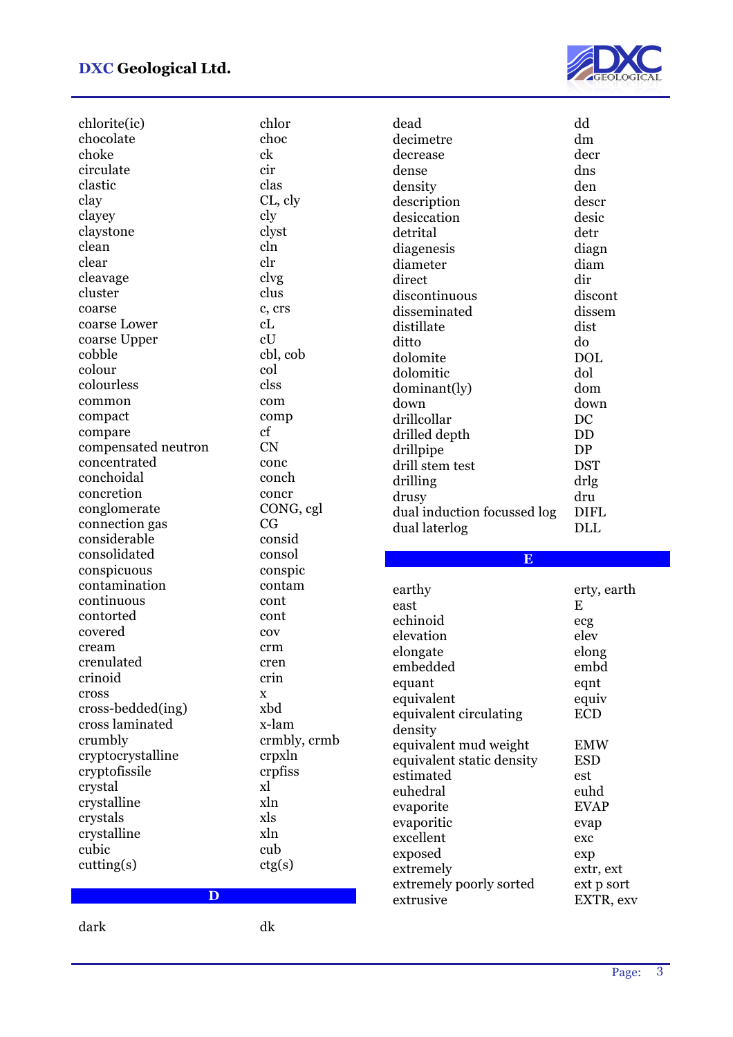| | |
|---|---|
| chlorite(ic) | chlor |
| chocolate | choc |
| choke | ck |
| circulate | cir |
| clastic | clas |
| clay | CL, cly |
| clayey | cly |
| claystone | clyst |
| clean | cln |
| clear | clr |
| cleavage | clvg |
| cluster | clus |
| coarse | c, crs |
| coarse Lower | cL |
| coarse Upper | cU |
| cobble | cbl, cob |
| colour | col |
| colourless | clss |
| common | com |
| compact | comp |
| compare | cf |
| compensated neutron | CN |
| concentrated | conc |
| conchoidal | conch |
| concretion | concr |
| conglomerate | CONG, cgl |
| connection gas | CG |
| considerable | consid |
| consolidated | consol |
| conspicuous | conspic |
| contamination | contam |
| continuous | cont |
| contorted | cont |
| covered | cov |
| cream | crm |
| crenulated | cren |
| crinoid | crin |
| cross | x |
| cross-bedded(ing) | xbd |
| cross laminated | x-lam |
| crumbly | crmbly, crmb |
| cryptocrystalline | crpxln |
| cryptofissile | crpfiss |
| crystal | xl |
| crystalline | xln |
| crystals | xls |
| crystalline | xln |
| cubic | cub |
| cutting(s) | ctg(s) |

## D

| | |
|---|---|
| dark | dk |
| dead | dd |
| decimetre | dm |
| decrease | decr |
| dense | dns |
| density | den |
| description | descr |
| desiccation | desic |
| detrital | detr |
| diagenesis | diagn |
| diameter | diam |
| direct | dir |
| discontinuous | discont |
| disseminated | dissem |
| distillate | dist |
| ditto | do |
| dolomite | DOL |
| dolomitic | dol |
| dominant(ly) | dom |
| down | down |
| drillcollar | DC |
| drilled depth | DD |
| drillpipe | DP |
| drill stem test | DST |
| drilling | drlg |
| drusy | dru |
| dual induction focussed log | DIFL |
| dual laterlog | DLL |

## E

| | |
|---|---|
| earthy | erty, earth |
| east | E |
| echinoid | ecg |
| elevation | elev |
| elongate | elong |
| embedded | embd |
| equant | eqnt |
| equivalent | equiv |
| equivalent circulating density | ECD |
| equivalent mud weight | EMW |
| equivalent static density | ESD |
| estimated | est |
| euhedral | euhd |
| evaporite | EVAP |
| evaporitic | evap |
| excellent | exc |
| exposed | exp |
| extremely | extr, ext |
| extremely poorly sorted | ext p sort |
| extrusive | EXTR, exv |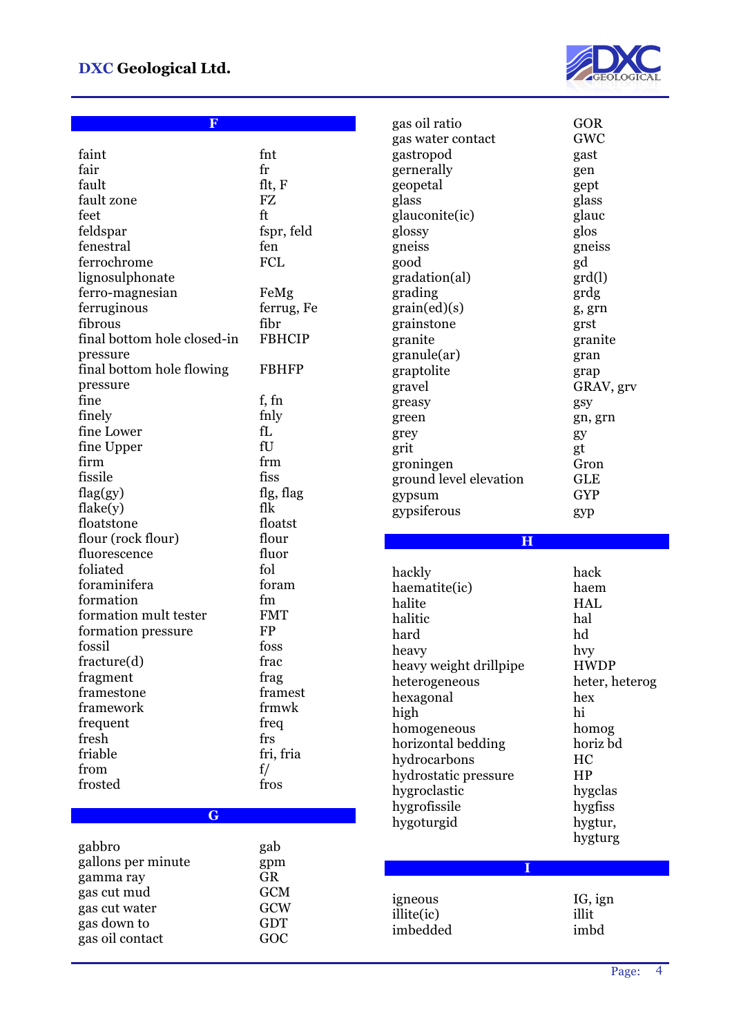## F

| Term | Abbreviation |
|---|---|
| faint | fnt |
| fair | fr |
| fault | flt, F |
| fault zone | FZ |
| feet | ft |
| feldspar | fspr, feld |
| fenestral | fen |
| ferrochrome lignosulphonate | FCL |
| ferro-magnesian | FeMg |
| ferruginous | ferrug, Fe |
| fibrous | fibr |
| final bottom hole closed-in pressure | FBHCIP |
| final bottom hole flowing pressure | FBHFP |
| fine | f, fn |
| finely | fnly |
| fine Lower | fL |
| fine Upper | fU |
| firm | frm |
| fissile | fiss |
| flag(gy) | flg, flag |
| flake(y) | flk |
| floatstone | floatst |
| flour (rock flour) | flour |
| fluorescence | fluor |
| foliated | fol |
| foraminifera | foram |
| formation | fm |
| formation mult tester | FMT |
| formation pressure | FP |
| fossil | foss |
| fracture(d) | frac |
| fragment | frag |
| framestone | framest |
| framework | frmwk |
| frequent | freq |
| fresh | frs |
| friable | fri, fria |
| from | f/ |
| frosted | fros |

## G

| Term | Abbreviation |
|---|---|
| gabbro | gab |
| gallons per minute | gpm |
| gamma ray | GR |
| gas cut mud | GCM |
| gas cut water | GCW |
| gas down to | GDT |
| gas oil contact | GOC |
| gas oil ratio | GOR |
| gas water contact | GWC |
| gastropod | gast |
| gernerally | gen |
| geopetal | gept |
| glass | glass |
| glauconite(ic) | glauc |
| glossy | glos |
| gneiss | gneiss |
| good | gd |
| gradation(al) | grd(l) |
| grading | grdg |
| grain(ed)(s) | g, grn |
| grainstone | grst |
| granite | granite |
| granule(ar) | gran |
| graptolite | grap |
| gravel | GRAV, grv |
| greasy | gsy |
| green | gn, grn |
| grey | gy |
| grit | gt |
| groningen | Gron |
| ground level elevation | GLE |
| gypsum | GYP |
| gypsiferous | gyp |

## H

| Term | Abbreviation |
|---|---|
| hackly | hack |
| haematite(ic) | haem |
| halite | HAL |
| halitic | hal |
| hard | hd |
| heavy | hvy |
| heavy weight drillpipe | HWDP |
| heterogeneous | heter, heterog |
| hexagonal | hex |
| high | hi |
| homogeneous | homog |
| horizontal bedding | horiz bd |
| hydrocarbons | HC |
| hydrostatic pressure | HP |
| hygroclastic | hygclas |
| hygrofissile | hygfiss |
| hygoturgid | hygtur, hygturg |

## I

| Term | Abbreviation |
|---|---|
| igneous | IG, ign |
| illite(ic) | illit |
| imbedded | imbd |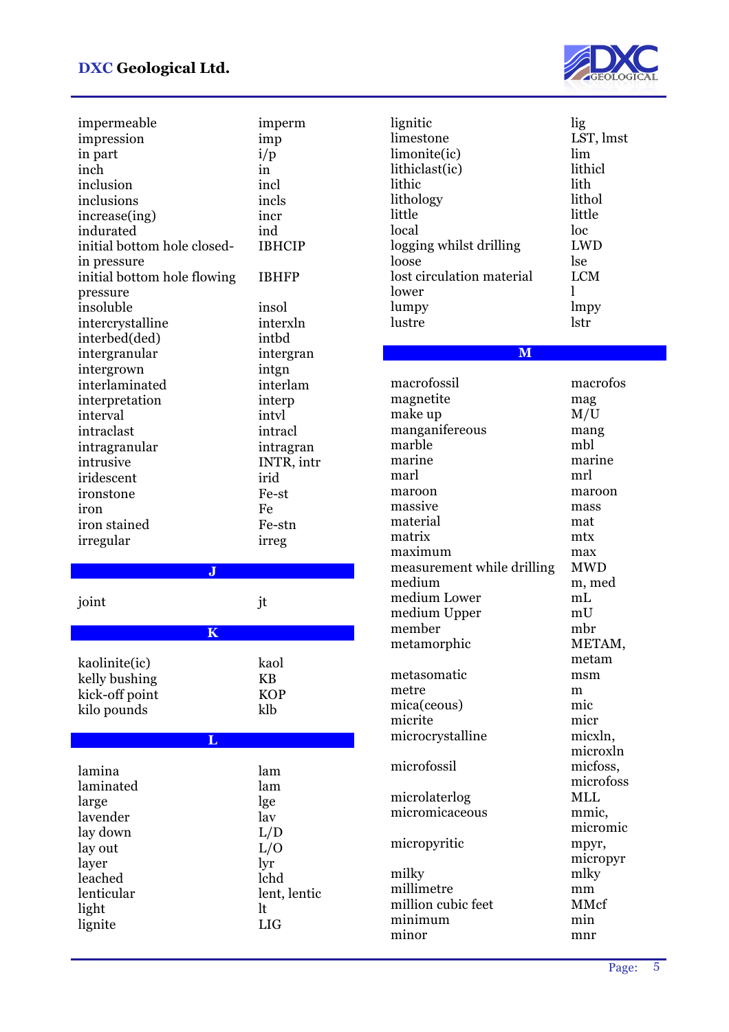| Term | Abbreviation |
|---|---|
| impermeable | imperm |
| impression | imp |
| in part | i/p |
| inch | in |
| inclusion | incl |
| inclusions | incls |
| increase(ing) | incr |
| indurated | ind |
| initial bottom hole closed-in pressure | IBHCIP |
| initial bottom hole flowing pressure | IBHFP |
| insoluble | insol |
| intercrystalline | interxln |
| interbed(ded) | intbd |
| intergranular | intergran |
| intergrown | intgn |
| interlaminated | interlam |
| interpretation | interp |
| interval | intvl |
| intraclast | intracl |
| intragranular | intragran |
| intrusive | INTR, intr |
| iridescent | irid |
| ironstone | Fe-st |
| iron | Fe |
| iron stained | Fe-stn |
| irregular | irreg |

## J

| Term | Abbreviation |
|---|---|
| joint | jt |

## K

| Term | Abbreviation |
|---|---|
| kaolinite(ic) | kaol |
| kelly bushing | KB |
| kick-off point | KOP |
| kilo pounds | klb |

## L

| Term | Abbreviation |
|---|---|
| lamina | lam |
| laminated | lam |
| large | lge |
| lavender | lav |
| lay down | L/D |
| lay out | L/O |
| layer | lyr |
| leached | lchd |
| lenticular | lent, lentic |
| light | lt |
| lignite | LIG |
| lignitic | lig |
| limestone | LST, lmst |
| limonite(ic) | lim |
| lithiclast(ic) | lithicl |
| lithic | lith |
| lithology | lithol |
| little | little |
| local | loc |
| logging whilst drilling | LWD |
| loose | lse |
| lost circulation material | LCM |
| lower | l |
| lumpy | lmpy |
| lustre | lstr |

## M

| Term | Abbreviation |
|---|---|
| macrofossil | macrofos |
| magnetite | mag |
| make up | M/U |
| manganifereous | mang |
| marble | mbl |
| marine | marine |
| marl | mrl |
| maroon | maroon |
| massive | mass |
| material | mat |
| matrix | mtx |
| maximum | max |
| measurement while drilling | MWD |
| medium | m, med |
| medium Lower | mL |
| medium Upper | mU |
| member | mbr |
| metamorphic | METAM, metam |
| metasomatic | msm |
| metre | m |
| mica(ceous) | mic |
| micrite | micr |
| microcrystalline | micxln, microxln |
| microfossil | micfoss, microfoss |
| microlaterlog | MLL |
| micromicaceous | mmic, micromic |
| micropyritic | mpyr, micropyr |
| milky | mlky |
| millimetre | mm |
| million cubic feet | MMcf |
| minimum | min |
| minor | mnr |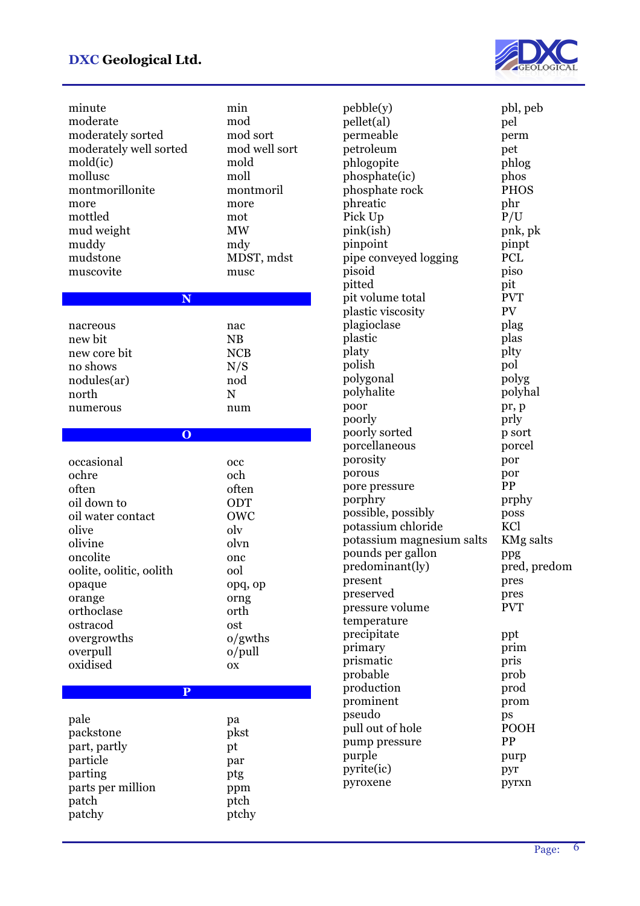| | |
|---|---|
| minute | min |
| moderate | mod |
| moderately sorted | mod sort |
| moderately well sorted | mod well sort |
| mold(ic) | mold |
| mollusc | moll |
| montmorillonite | montmoril |
| more | more |
| mottled | mot |
| mud weight | MW |
| muddy | mdy |
| mudstone | MDST, mdst |
| muscovite | musc |

## N

| | |
|---|---|
| nacreous | nac |
| new bit | NB |
| new core bit | NCB |
| no shows | N/S |
| nodules(ar) | nod |
| north | N |
| numerous | num |

## O

| | |
|---|---|
| occasional | occ |
| ochre | och |
| often | often |
| oil down to | ODT |
| oil water contact | OWC |
| olive | olv |
| olivine | olvn |
| oncolite | onc |
| oolite, oolitic, oolith | ool |
| opaque | opq, op |
| orange | orng |
| orthoclase | orth |
| ostracod | ost |
| overgrowths | o/gwths |
| overpull | o/pull |
| oxidised | ox |

## P

| | |
|---|---|
| pale | pa |
| packstone | pkst |
| part, partly | pt |
| particle | par |
| parting | ptg |
| parts per million | ppm |
| patch | ptch |
| patchy | ptchy |
| pebble(y) | pbl, peb |
| pellet(al) | pel |
| permeable | perm |
| petroleum | pet |
| phlogopite | phlog |
| phosphate(ic) | phos |
| phosphate rock | PHOS |
| phreatic | phr |
| Pick Up | P/U |
| pink(ish) | pnk, pk |
| pinpoint | pinpt |
| pipe conveyed logging | PCL |
| pisoid | piso |
| pitted | pit |
| pit volume total | PVT |
| plastic viscosity | PV |
| plagioclase | plag |
| plastic | plas |
| platy | plty |
| polish | pol |
| polygonal | polyg |
| polyhalite | polyhal |
| poor | pr, p |
| poorly | prly |
| poorly sorted | p sort |
| porcellaneous | porcel |
| porosity | por |
| porous | por |
| pore pressure | PP |
| porphry | prphy |
| possible, possibly | poss |
| potassium chloride | KCl |
| potassium magnesium salts | KMg salts |
| pounds per gallon | ppg |
| predominant(ly) | pred, predom |
| present | pres |
| preserved | pres |
| pressure volume temperature | PVT |
| precipitate | ppt |
| primary | prim |
| prismatic | pris |
| probable | prob |
| production | prod |
| prominent | prom |
| pseudo | ps |
| pull out of hole | POOH |
| pump pressure | PP |
| purple | purp |
| pyrite(ic) | pyr |
| pyroxene | pyrxn |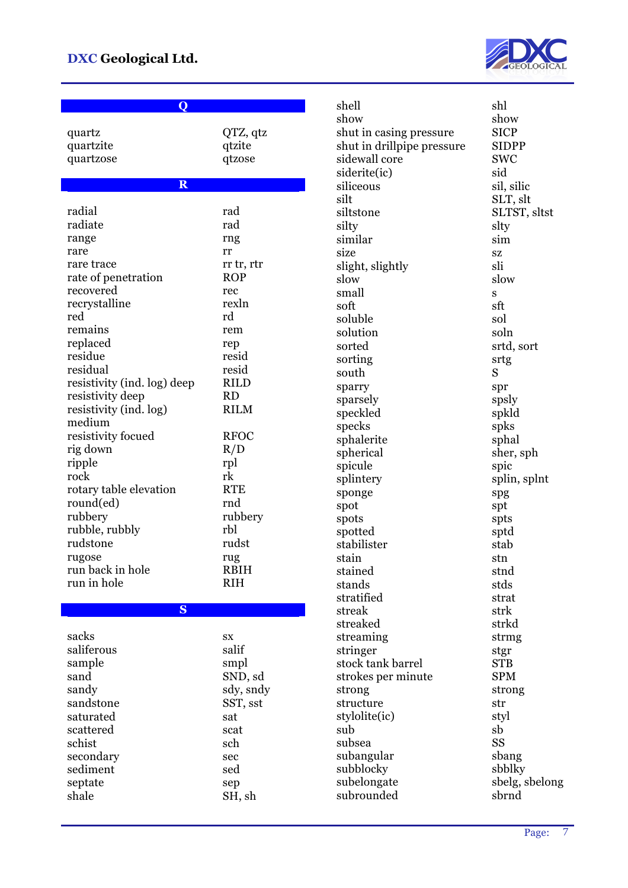## Q

| | |
|---|---|
| quartz | QTZ, qtz |
| quartzite | qtzite |
| quartzose | qtzose |

## R

| | |
|---|---|
| radial | rad |
| radiate | rad |
| range | rng |
| rare | rr |
| rare trace | rr tr, rtr |
| rate of penetration | ROP |
| recovered | rec |
| recrystalline | rexln |
| red | rd |
| remains | rem |
| replaced | rep |
| residue | resid |
| residual | resid |
| resistivity (ind. log) deep | RILD |
| resistivity deep | RD |
| resistivity (ind. log) medium | RILM |
| resistivity focued | RFOC |
| rig down | R/D |
| ripple | rpl |
| rock | rk |
| rotary table elevation | RTE |
| round(ed) | rnd |
| rubbery | rubbery |
| rubble, rubbly | rbl |
| rudstone | rudst |
| rugose | rug |
| run back in hole | RBIH |
| run in hole | RIH |

## S

| | |
|---|---|
| sacks | sx |
| saliferous | salif |
| sample | smpl |
| sand | SND, sd |
| sandy | sdy, sndy |
| sandstone | SST, sst |
| saturated | sat |
| scattered | scat |
| schist | sch |
| secondary | sec |
| sediment | sed |
| septate | sep |
| shale | SH, sh |
| shell | shl |
| show | show |
| shut in casing pressure | SICP |
| shut in drillpipe pressure | SIDPP |
| sidewall core | SWC |
| siderite(ic) | sid |
| siliceous | sil, silic |
| silt | SLT, slt |
| siltstone | SLTST, sltst |
| silty | slty |
| similar | sim |
| size | sz |
| slight, slightly | sli |
| slow | slow |
| small | s |
| soft | sft |
| soluble | sol |
| solution | soln |
| sorted | srtd, sort |
| sorting | srtg |
| south | S |
| sparry | spr |
| sparsely | spsly |
| speckled | spkld |
| specks | spks |
| sphalerite | sphal |
| spherical | sher, sph |
| spicule | spic |
| splintery | splin, splnt |
| sponge | spg |
| spot | spt |
| spots | spts |
| spotted | sptd |
| stabilister | stab |
| stain | stn |
| stained | stnd |
| stands | stds |
| stratified | strat |
| streak | strk |
| streaked | strkd |
| streaming | strmg |
| stringer | stgr |
| stock tank barrel | STB |
| strokes per minute | SPM |
| strong | strong |
| structure | str |
| stylolite(ic) | styl |
| sub | sb |
| subsea | SS |
| subangular | sbang |
| subblocky | sbblky |
| subelongate | sbelg, sbelong |
| subrounded | sbrnd |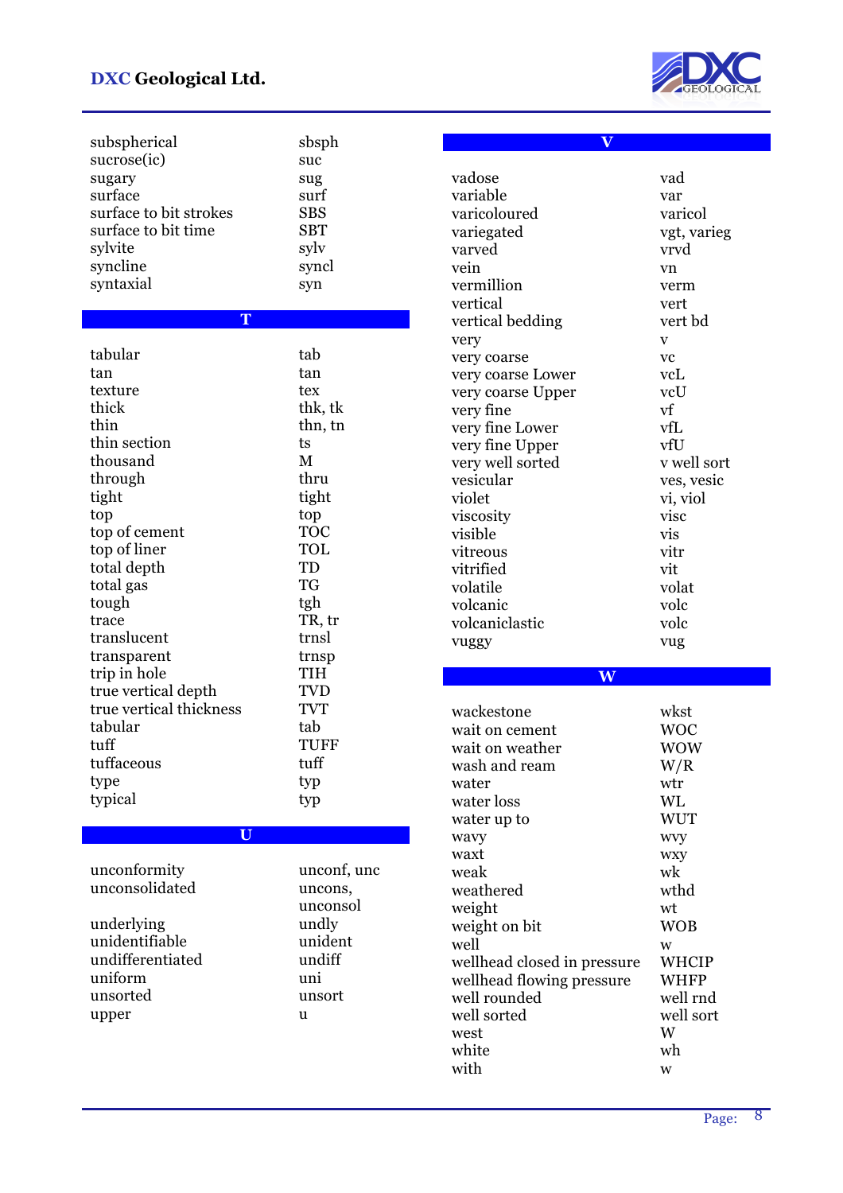| | |
|---|---|
| subspherical | sbsph |
| sucrose(ic) | suc |
| sugary | sug |
| surface | surf |
| surface to bit strokes | SBS |
| surface to bit time | SBT |
| sylvite | sylv |
| syncline | syncl |
| syntaxial | syn |

## T

| | |
|---|---|
| tabular | tab |
| tan | tan |
| texture | tex |
| thick | thk, tk |
| thin | thn, tn |
| thin section | ts |
| thousand | M |
| through | thru |
| tight | tight |
| top | top |
| top of cement | TOC |
| top of liner | TOL |
| total depth | TD |
| total gas | TG |
| tough | tgh |
| trace | TR, tr |
| translucent | trnsl |
| transparent | trnsp |
| trip in hole | TIH |
| true vertical depth | TVD |
| true vertical thickness | TVT |
| tabular | tab |
| tuff | TUFF |
| tuffaceous | tuff |
| type | typ |
| typical | typ |

## U

| | |
|---|---|
| unconformity | unconf, unc |
| unconsolidated | uncons, unconsol |
| underlying | undly |
| unidentifiable | unident |
| undifferentiated | undiff |
| uniform | uni |
| unsorted | unsort |
| upper | u |

## V

| | |
|---|---|
| vadose | vad |
| variable | var |
| varicoloured | varicol |
| variegated | vgt, varieg |
| varved | vrvd |
| vein | vn |
| vermillion | verm |
| vertical | vert |
| vertical bedding | vert bd |
| very | v |
| very coarse | vc |
| very coarse Lower | vcL |
| very coarse Upper | vcU |
| very fine | vf |
| very fine Lower | vfL |
| very fine Upper | vfU |
| very well sorted | v well sort |
| vesicular | ves, vesic |
| violet | vi, viol |
| viscosity | visc |
| visible | vis |
| vitreous | vitr |
| vitrified | vit |
| volatile | volat |
| volcanic | volc |
| volcaniclastic | volc |
| vuggy | vug |

## W

| | |
|---|---|
| wackestone | wkst |
| wait on cement | WOC |
| wait on weather | WOW |
| wash and ream | W/R |
| water | wtr |
| water loss | WL |
| water up to | WUT |
| wavy | wvy |
| waxt | wxy |
| weak | wk |
| weathered | wthd |
| weight | wt |
| weight on bit | WOB |
| well | w |
| wellhead closed in pressure | WHCIP |
| wellhead flowing pressure | WHFP |
| well rounded | well rnd |
| well sorted | well sort |
| west | W |
| white | wh |
| with | w |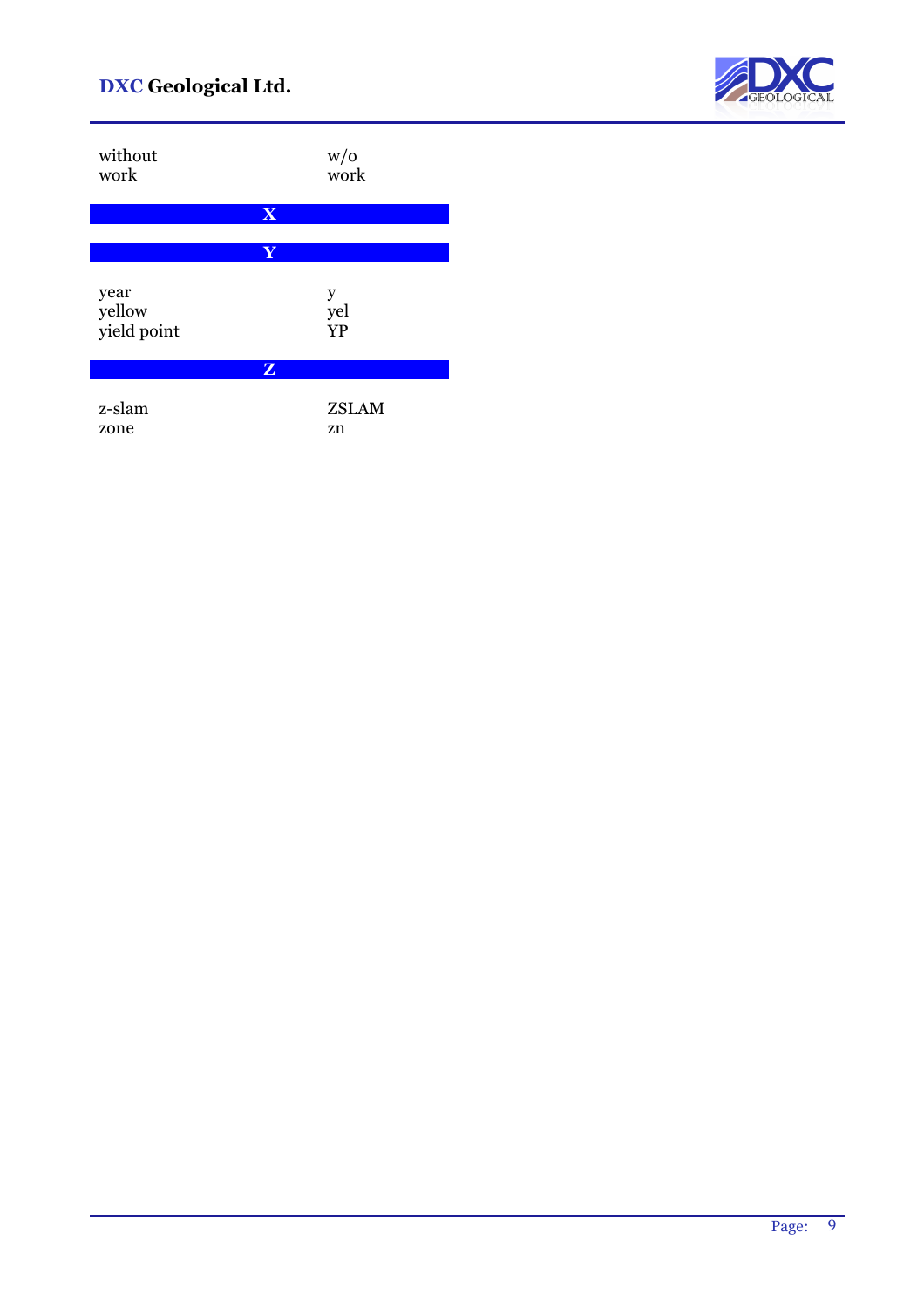| | |
|---|---|
| without | w/o |
| work | work |
| **X** | |
| **Y** | |
| year | y |
| yellow | yel |
| yield point | YP |
| **Z** | |
| z-slam | ZSLAM |
| zone | zn |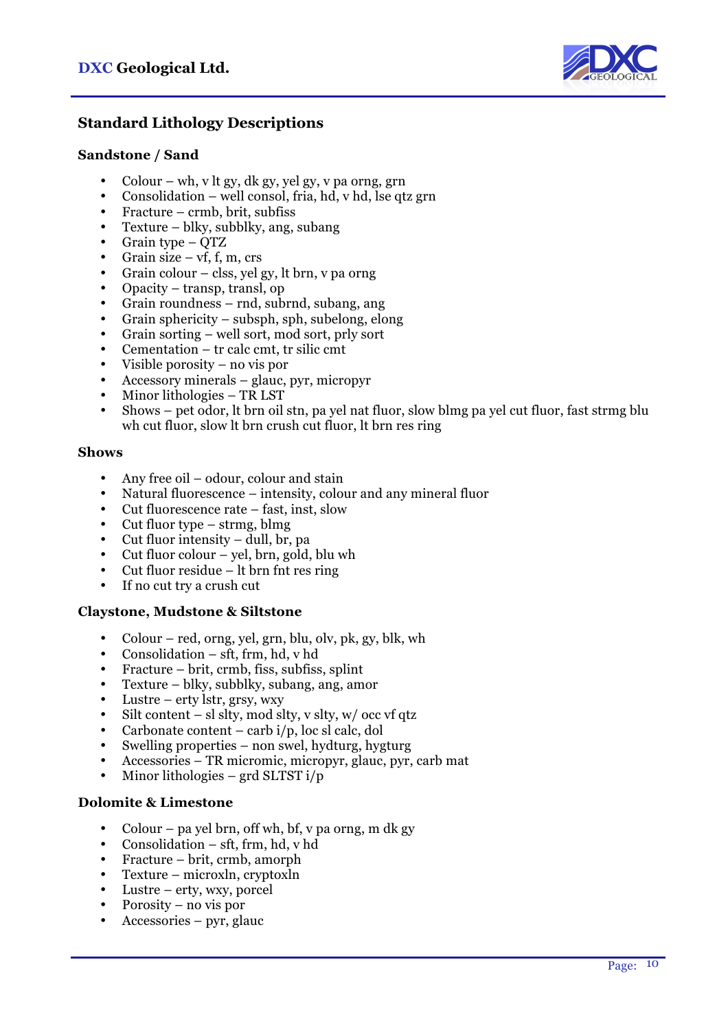## Standard Lithology Descriptions

### Sandstone / Sand

- Colour – wh, v lt gy, dk gy, yel gy, v pa orng, grn
- Consolidation – well consol, fria, hd, v hd, lse qtz grn
- Fracture – crmb, brit, subfiss
- Texture – blky, subblky, ang, subang
- Grain type – QTZ
- Grain size – vf, f, m, crs
- Grain colour – clss, yel gy, lt brn, v pa orng
- Opacity – transp, transl, op
- Grain roundness – rnd, subrnd, subang, ang
- Grain sphericity – subsph, sph, subelong, elong
- Grain sorting – well sort, mod sort, prly sort
- Cementation – tr calc cmt, tr silic cmt
- Visible porosity – no vis por
- Accessory minerals – glauc, pyr, micropyr
- Minor lithologies – TR LST
- Shows – pet odor, lt brn oil stn, pa yel nat fluor, slow blmg pa yel cut fluor, fast strmg blu wh cut fluor, slow lt brn crush cut fluor, lt brn res ring

### Shows

- Any free oil – odour, colour and stain
- Natural fluorescence – intensity, colour and any mineral fluor
- Cut fluorescence rate – fast, inst, slow
- Cut fluor type – strmg, blmg
- Cut fluor intensity – dull, br, pa
- Cut fluor colour – yel, brn, gold, blu wh
- Cut fluor residue – lt brn fnt res ring
- If no cut try a crush cut

### Claystone, Mudstone & Siltstone

- Colour – red, orng, yel, grn, blu, olv, pk, gy, blk, wh
- Consolidation – sft, frm, hd, v hd
- Fracture – brit, crmb, fiss, subfiss, splint
- Texture – blky, subblky, subang, ang, amor
- Lustre – erty lstr, grsy, wxy
- Silt content – sl slty, mod slty, v slty, w/ occ vf qtz
- Carbonate content – carb i/p, loc sl calc, dol
- Swelling properties – non swel, hydturg, hygturg
- Accessories – TR micromic, micropyr, glauc, pyr, carb mat
- Minor lithologies – grd SLTST i/p

### Dolomite & Limestone

- Colour – pa yel brn, off wh, bf, v pa orng, m dk gy
- Consolidation – sft, frm, hd, v hd
- Fracture – brit, crmb, amorph
- Texture – microxln, cryptoxln
- Lustre – erty, wxy, porcel
- Porosity – no vis por
- Accessories – pyr, glauc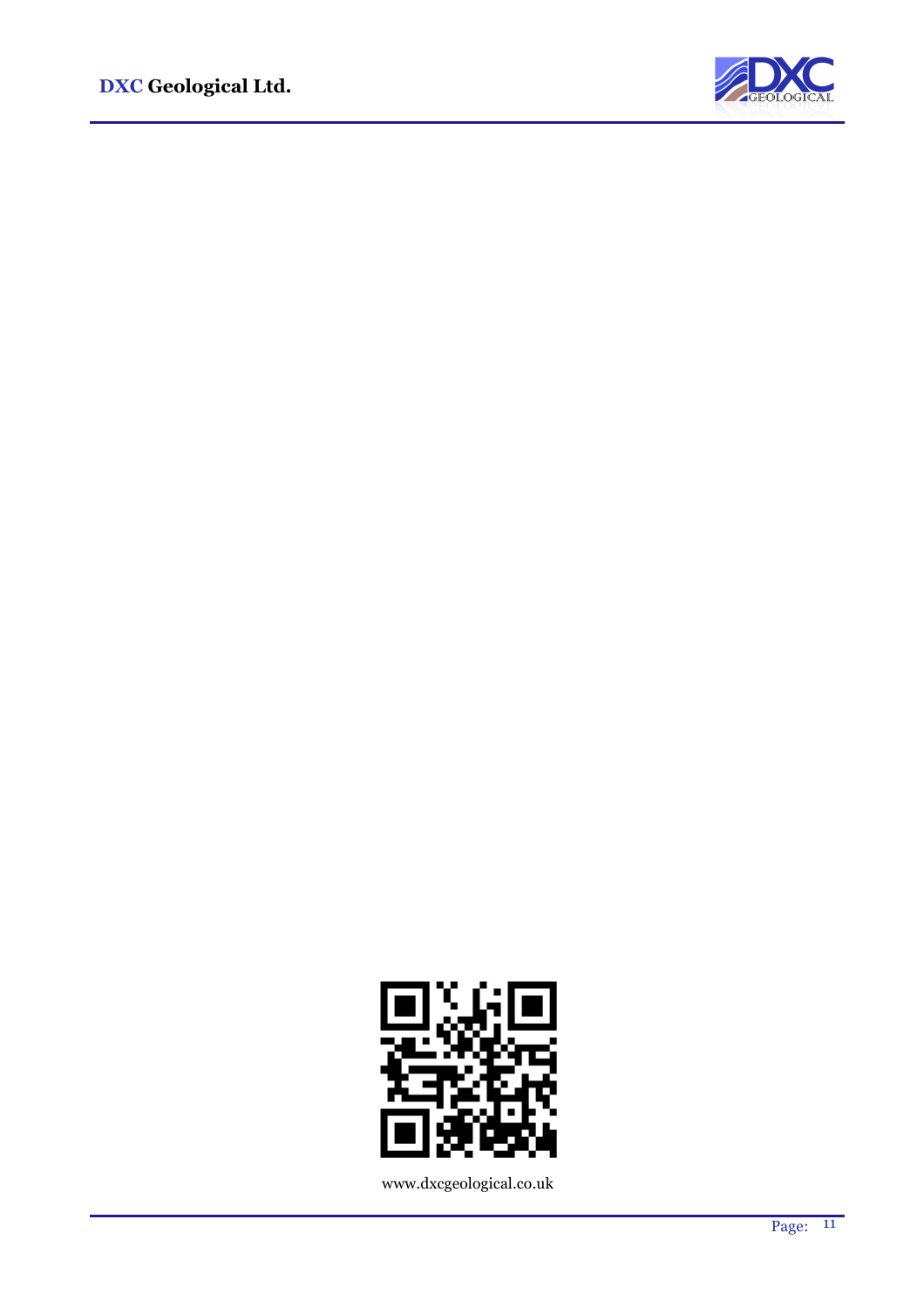www.dxcgeological.co.uk